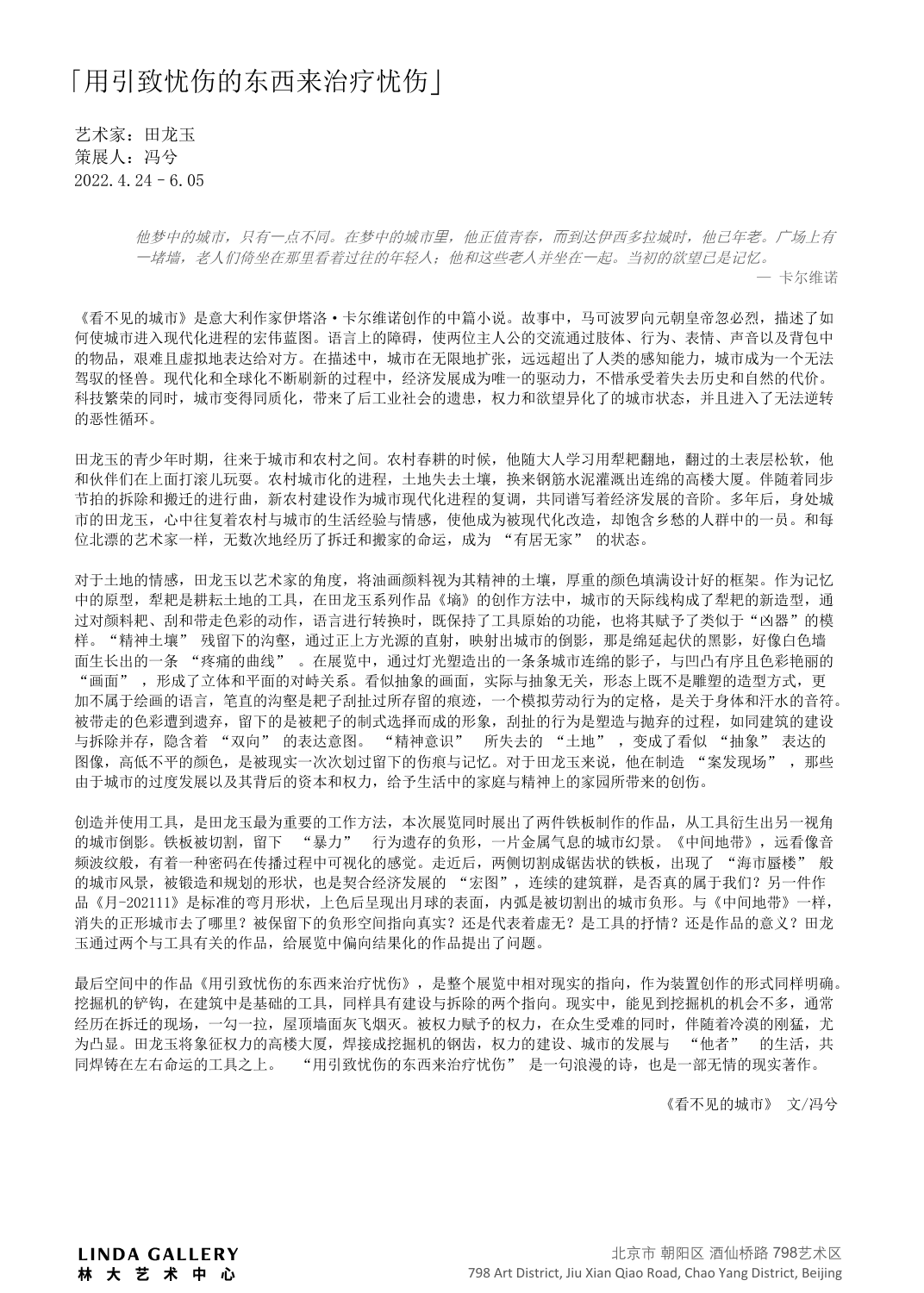# 「用引致忧伤的东西来治疗忧伤」

艺术家：田龙玉
策展人：冯兮
2022.4.24 - 6.05

*他梦中的城市，只有一点不同。在梦中的城市里，他正值青春，而到达伊西多拉城时，他已年老。广场上有一堵墙，老人们倚坐在那里看着过往的年轻人；他和这些老人并坐在一起。当初的欲望已是记忆。*

— 卡尔维诺

《看不见的城市》是意大利作家伊塔洛·卡尔维诺创作的中篇小说。故事中，马可波罗向元朝皇帝忽必烈，描述了如何使城市进入现代化进程的宏伟蓝图。语言上的障碍，使两位主人公的交流通过肢体、行为、表情、声音以及背包中的物品，艰难且虚拟地表达给对方。在描述中，城市在无限地扩张，远远超出了人类的感知能力，城市成为一个无法驾驭的怪兽。现代化和全球化不断刷新的过程中，经济发展成为唯一的驱动力，不惜承受着失去历史和自然的代价。科技繁荣的同时，城市变得同质化，带来了后工业社会的遗患，权力和欲望异化了的城市状态，并且进入了无法逆转的恶性循环。

田龙玉的青少年时期，往来于城市和农村之间。农村春耕的时候，他随大人学习用犁耙翻地，翻过的土表层松软，他和伙伴们在上面打滚儿玩耍。农村城市化的进程，土地失去土壤，换来钢筋水泥灌溉出连绵的高楼大厦。伴随着同步节拍的拆除和搬迁的进行曲，新农村建设作为城市现代化进程的复调，共同谱写着经济发展的音阶。多年后，身处城市的田龙玉，心中往复着农村与城市的生活经验与情感，使他成为被现代化改造，却饱含乡愁的人群中的一员。和每位北漂的艺术家一样，无数次地经历了拆迁和搬家的命运，成为 “有居无家” 的状态。

对于土地的情感，田龙玉以艺术家的角度，将油画颜料视为其精神的土壤，厚重的颜色填满设计好的框架。作为记忆中的原型，犁耙是耕耘土地的工具，在田龙玉系列作品《墒》的创作方法中，城市的天际线构成了犁耙的新造型，通过对颜料耙、刮和带走色彩的动作，语言进行转换时，既保持了工具原始的功能，也将其赋予了类似于“凶器”的模样。“精神土壤” 残留下的沟壑，通过正上方光源的直射，映射出城市的倒影，那是绵延起伏的黑影，好像白色墙面生长出的一条 “疼痛的曲线” 。在展览中，通过灯光塑造出的一条条城市连绵的影子，与凹凸有序且色彩艳丽的 “画面” ，形成了立体和平面的对峙关系。看似抽象的画面，实际与抽象无关，形态上既不是雕塑的造型方式，更加不属于绘画的语言，笔直的沟壑是耙子刮扯过所存留的痕迹，一个模拟劳动行为的定格，是关于身体和汗水的音符。被带走的色彩遭到遗弃，留下的是被耙子的制式选择而成的形象，刮扯的行为是塑造与抛弃的过程，如同建筑的建设与拆除并存，隐含着 “双向” 的表达意图。 “精神意识” 所失去的 “土地” ，变成了看似 “抽象” 表达的图像，高低不平的颜色，是被现实一次次划过留下的伤痕与记忆。对于田龙玉来说，他在制造 “案发现场” ，那些由于城市的过度发展以及其背后的资本和权力，给予生活中的家庭与精神上的家园所带来的创伤。

创造并使用工具，是田龙玉最为重要的工作方法，本次展览同时展出了两件铁板制作的作品，从工具衍生出另一视角的城市倒影。铁板被切割，留下 “暴力” 行为遗存的负形，一片金属气息的城市幻景。《中间地带》，远看像音频波纹般，有着一种密码在传播过程中可视化的感觉。走近后，两侧切割成锯齿状的铁板，出现了 “海市蜃楼” 般的城市风景，被锻造和规划的形状，也是契合经济发展的 “宏图”，连续的建筑群，是否真的属于我们？另一件作品《月-202111》是标准的弯月形状，上色后呈现出月球的表面，内弧是被切割出的城市负形。与《中间地带》一样，消失的正形城市去了哪里？被保留下的负形空间指向真实？还是代表着虚无？是工具的抒情？还是作品的意义？田龙玉通过两个与工具有关的作品，给展览中偏向结果化的作品提出了问题。

最后空间中的作品《用引致忧伤的东西来治疗忧伤》，是整个展览中相对现实的指向，作为装置创作的形式同样明确。挖掘机的铲钩，在建筑中是基础的工具，同样具有建设与拆除的两个指向。现实中，能见到挖掘机的机会不多，通常经历在拆迁的现场，一勾一拉，屋顶墙面灰飞烟灭。被权力赋予的权力，在众生受难的同时，伴随着冷漠的刚猛，尤为凸显。田龙玉将象征权力的高楼大厦，焊接成挖掘机的钢齿，权力的建设、城市的发展与 “他者” 的生活，共同焊铸在左右命运的工具之上。 “用引致忧伤的东西来治疗忧伤” 是一句浪漫的诗，也是一部无情的现实著作。

《看不见的城市》 文/冯兮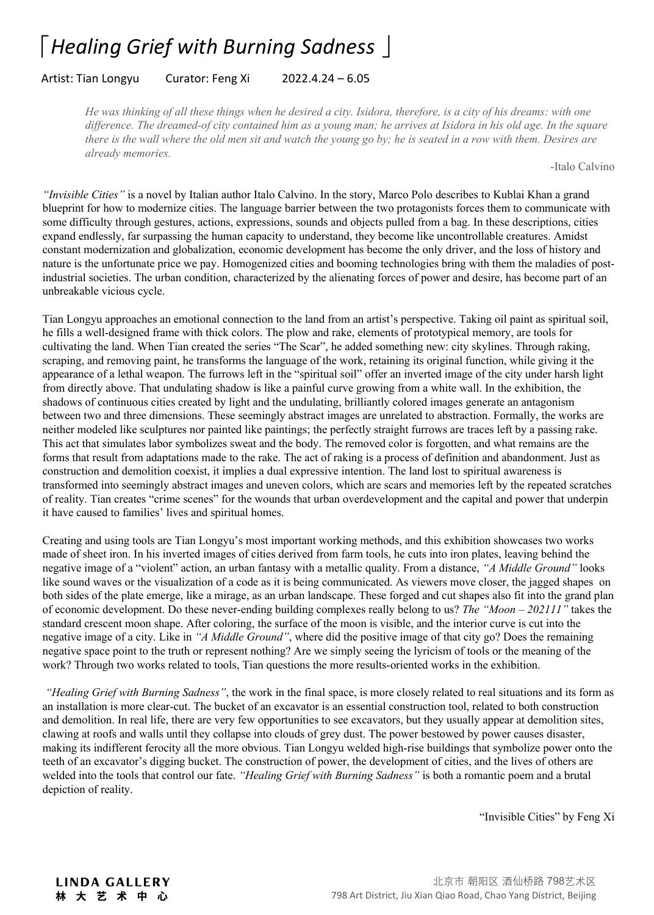# 「*Healing Grief with Burning Sadness* 」

Artist: Tian Longyu  Curator: Feng Xi  2022.4.24 – 6.05

> *He was thinking of all these things when he desired a city. Isidora, therefore, is a city of his dreams: with one difference. The dreamed-of city contained him as a young man; he arrives at Isidora in his old age. In the square there is the wall where the old men sit and watch the young go by; he is seated in a row with them. Desires are already memories.*
>
> -Italo Calvino

*"Invisible Cities"* is a novel by Italian author Italo Calvino. In the story, Marco Polo describes to Kublai Khan a grand blueprint for how to modernize cities. The language barrier between the two protagonists forces them to communicate with some difficulty through gestures, actions, expressions, sounds and objects pulled from a bag. In these descriptions, cities expand endlessly, far surpassing the human capacity to understand, they become like uncontrollable creatures. Amidst constant modernization and globalization, economic development has become the only driver, and the loss of history and nature is the unfortunate price we pay. Homogenized cities and booming technologies bring with them the maladies of post-industrial societies. The urban condition, characterized by the alienating forces of power and desire, has become part of an unbreakable vicious cycle.

Tian Longyu approaches an emotional connection to the land from an artist's perspective. Taking oil paint as spiritual soil, he fills a well-designed frame with thick colors. The plow and rake, elements of prototypical memory, are tools for cultivating the land. When Tian created the series "The Scar", he added something new: city skylines. Through raking, scraping, and removing paint, he transforms the language of the work, retaining its original function, while giving it the appearance of a lethal weapon. The furrows left in the "spiritual soil" offer an inverted image of the city under harsh light from directly above. That undulating shadow is like a painful curve growing from a white wall. In the exhibition, the shadows of continuous cities created by light and the undulating, brilliantly colored images generate an antagonism between two and three dimensions. These seemingly abstract images are unrelated to abstraction. Formally, the works are neither modeled like sculptures nor painted like paintings; the perfectly straight furrows are traces left by a passing rake. This act that simulates labor symbolizes sweat and the body. The removed color is forgotten, and what remains are the forms that result from adaptations made to the rake. The act of raking is a process of definition and abandonment. Just as construction and demolition coexist, it implies a dual expressive intention. The land lost to spiritual awareness is transformed into seemingly abstract images and uneven colors, which are scars and memories left by the repeated scratches of reality. Tian creates "crime scenes" for the wounds that urban overdevelopment and the capital and power that underpin it have caused to families' lives and spiritual homes.

Creating and using tools are Tian Longyu's most important working methods, and this exhibition showcases two works made of sheet iron. In his inverted images of cities derived from farm tools, he cuts into iron plates, leaving behind the negative image of a "violent" action, an urban fantasy with a metallic quality. From a distance, *"A Middle Ground"* looks like sound waves or the visualization of a code as it is being communicated. As viewers move closer, the jagged shapes on both sides of the plate emerge, like a mirage, as an urban landscape. These forged and cut shapes also fit into the grand plan of economic development. Do these never-ending building complexes really belong to us? *The "Moon – 202111"* takes the standard crescent moon shape. After coloring, the surface of the moon is visible, and the interior curve is cut into the negative image of a city. Like in *"A Middle Ground"*, where did the positive image of that city go? Does the remaining negative space point to the truth or represent nothing? Are we simply seeing the lyricism of tools or the meaning of the work? Through two works related to tools, Tian questions the more results-oriented works in the exhibition.

*"Healing Grief with Burning Sadness"*, the work in the final space, is more closely related to real situations and its form as an installation is more clear-cut. The bucket of an excavator is an essential construction tool, related to both construction and demolition. In real life, there are very few opportunities to see excavators, but they usually appear at demolition sites, clawing at roofs and walls until they collapse into clouds of grey dust. The power bestowed by power causes disaster, making its indifferent ferocity all the more obvious. Tian Longyu welded high-rise buildings that symbolize power onto the teeth of an excavator's digging bucket. The construction of power, the development of cities, and the lives of others are welded into the tools that control our fate. *"Healing Grief with Burning Sadness"* is both a romantic poem and a brutal depiction of reality.

"Invisible Cities" by Feng Xi

**LINDA GALLERY**
**林 大 艺 术 中 心**

北京市 朝阳区 酒仙桥路 798艺术区
798 Art District, Jiu Xian Qiao Road, Chao Yang District, Beijing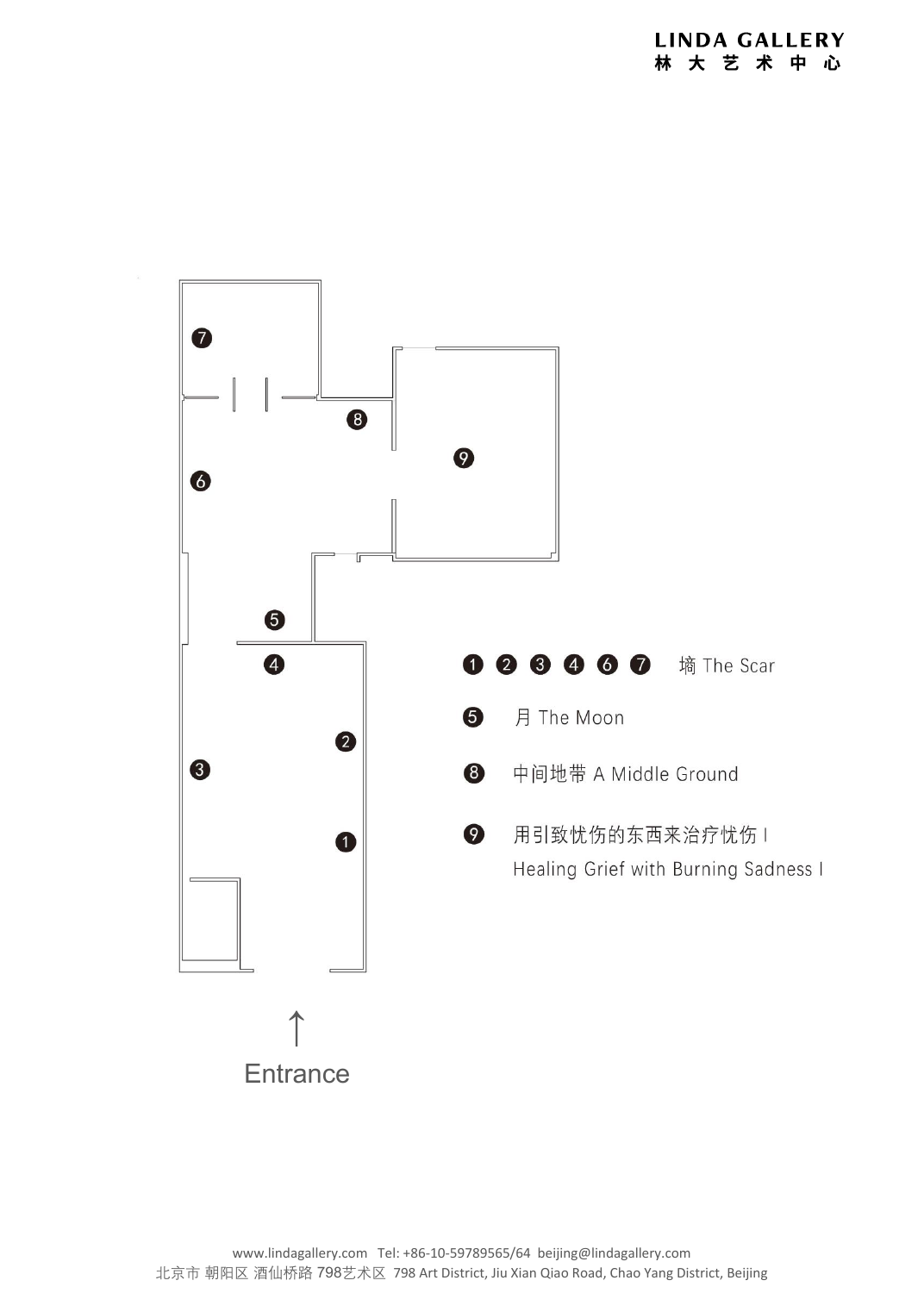LINDA GALLERY
林大艺术中心

7

8

6

9

5

4

3

2

1

Entrance

❶ ❷ ❸ ❹ ❻ ❼ 墒 The Scar

❺ 月 The Moon

❽ 中间地带 A Middle Ground

❾ 用引致忧伤的东西来治疗忧伤 I
Healing Grief with Burning Sadness I

www.lindagallery.com Tel: +86-10-59789565/64 beijing@lindagallery.com
北京市 朝阳区 酒仙桥路 798艺术区 798 Art District, Jiu Xian Qiao Road, Chao Yang District, Beijing